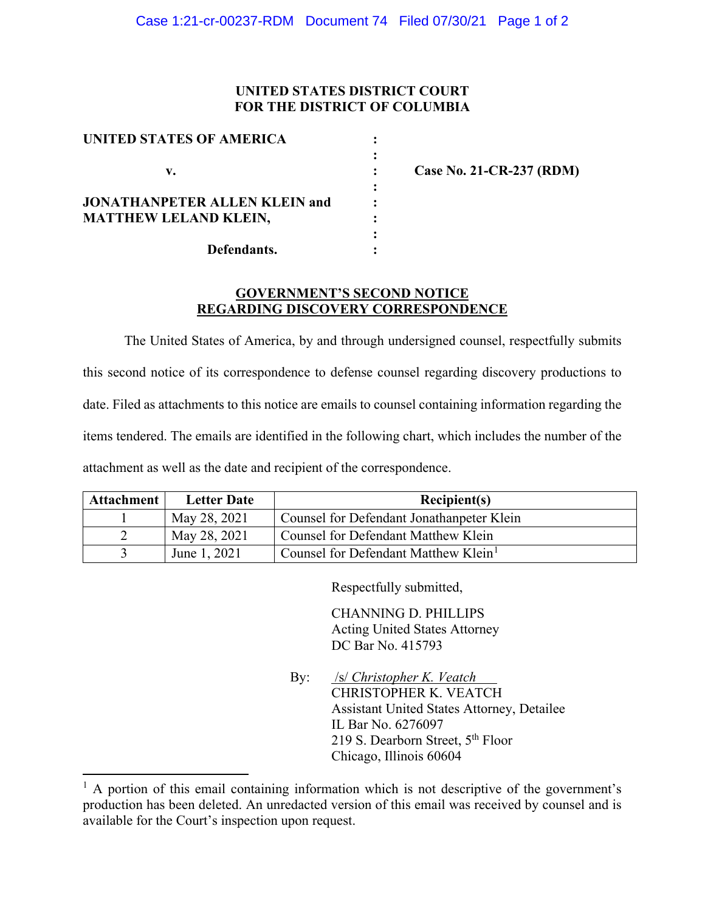**UNITED STATES DISTRICT COURT**
**FOR THE DISTRICT OF COLUMBIA**

**UNITED STATES OF AMERICA** :
:
**v.** : **Case No. 21-CR-237 (RDM)**
:
**JONATHANPETER ALLEN KLEIN and** :
**MATTHEW LELAND KLEIN,** :
:
**Defendants.** :

## GOVERNMENT'S SECOND NOTICE REGARDING DISCOVERY CORRESPONDENCE

The United States of America, by and through undersigned counsel, respectfully submits this second notice of its correspondence to defense counsel regarding discovery productions to date. Filed as attachments to this notice are emails to counsel containing information regarding the items tendered. The emails are identified in the following chart, which includes the number of the attachment as well as the date and recipient of the correspondence.

| Attachment | Letter Date | Recipient(s) |
|---|---|---|
| 1 | May 28, 2021 | Counsel for Defendant Jonathanpeter Klein |
| 2 | May 28, 2021 | Counsel for Defendant Matthew Klein |
| 3 | June 1, 2021 | Counsel for Defendant Matthew Klein[1] |

Respectfully submitted,

CHANNING D. PHILLIPS
Acting United States Attorney
DC Bar No. 415793

By: /s/ *Christopher K. Veatch*
CHRISTOPHER K. VEATCH
Assistant United States Attorney, Detailee
IL Bar No. 6276097
219 S. Dearborn Street, 5th Floor
Chicago, Illinois 60604

---

[1] A portion of this email containing information which is not descriptive of the government's production has been deleted. An unredacted version of this email was received by counsel and is available for the Court's inspection upon request.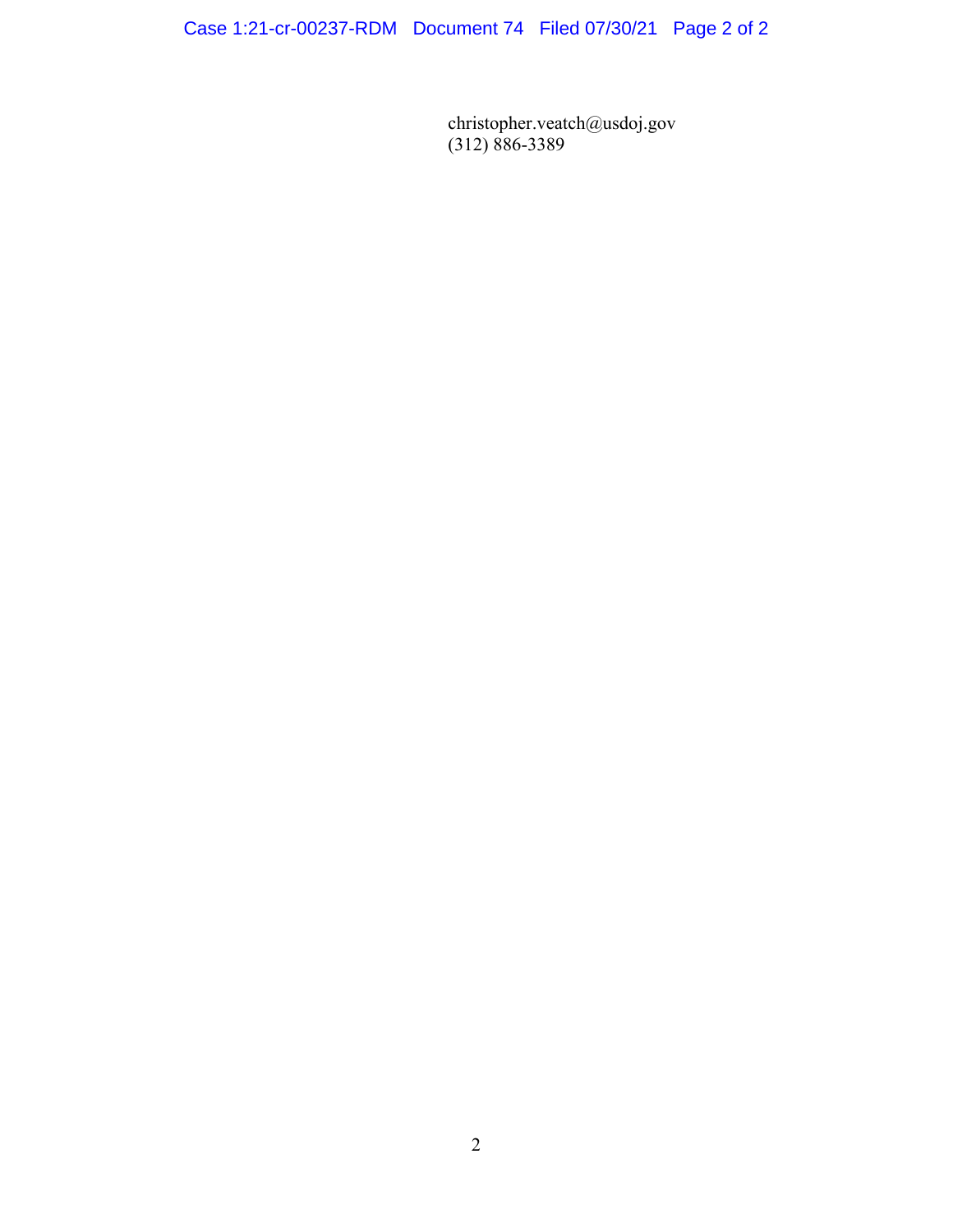christopher.veatch@usdoj.gov
(312) 886-3389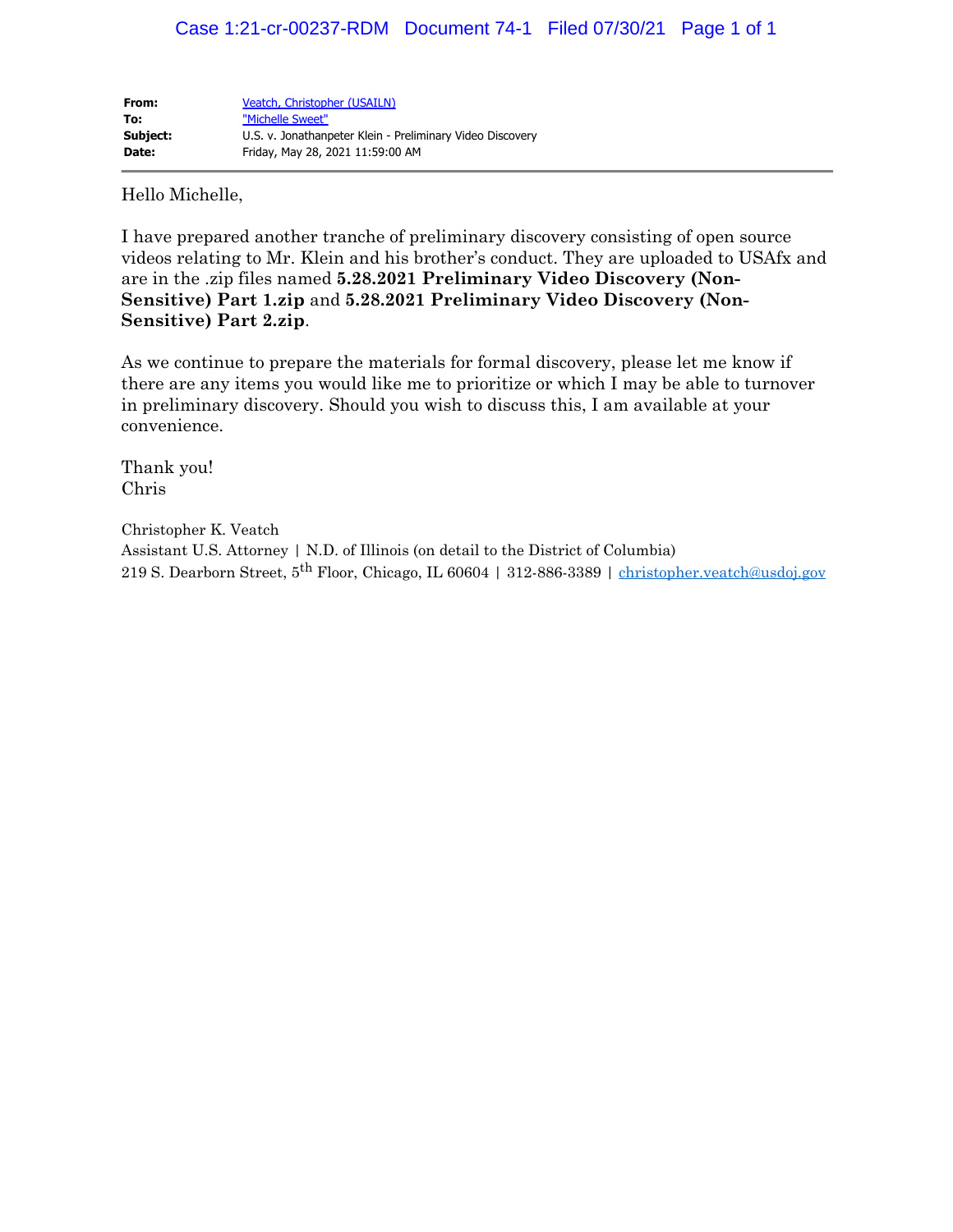| | |
|---|---|
| **From:** | Veatch, Christopher (USAILN) |
| **To:** | "Michelle Sweet" |
| **Subject:** | U.S. v. Jonathanpeter Klein - Preliminary Video Discovery |
| **Date:** | Friday, May 28, 2021 11:59:00 AM |

Hello Michelle,

I have prepared another tranche of preliminary discovery consisting of open source videos relating to Mr. Klein and his brother's conduct. They are uploaded to USAfx and are in the .zip files named **5.28.2021 Preliminary Video Discovery (Non-Sensitive) Part 1.zip** and **5.28.2021 Preliminary Video Discovery (Non-Sensitive) Part 2.zip**.

As we continue to prepare the materials for formal discovery, please let me know if there are any items you would like me to prioritize or which I may be able to turnover in preliminary discovery. Should you wish to discuss this, I am available at your convenience.

Thank you!
Chris

Christopher K. Veatch
Assistant U.S. Attorney | N.D. of Illinois (on detail to the District of Columbia)
219 S. Dearborn Street, 5th Floor, Chicago, IL 60604 | 312-886-3389 | christopher.veatch@usdoj.gov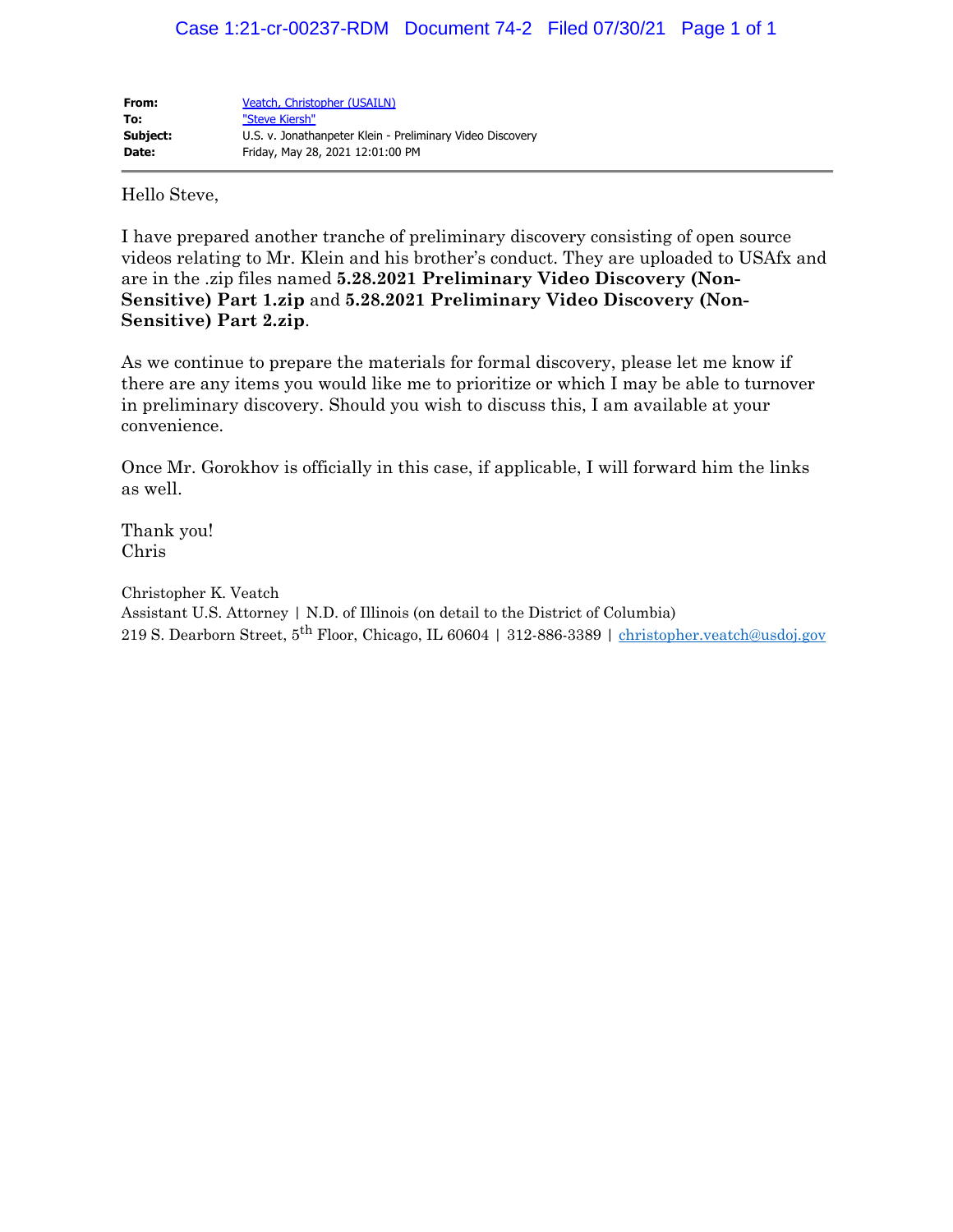| | |
|---|---|
| **From:** | Veatch, Christopher (USAILN) |
| **To:** | "Steve Kiersh" |
| **Subject:** | U.S. v. Jonathanpeter Klein - Preliminary Video Discovery |
| **Date:** | Friday, May 28, 2021 12:01:00 PM |

---

Hello Steve,

I have prepared another tranche of preliminary discovery consisting of open source videos relating to Mr. Klein and his brother's conduct. They are uploaded to USAfx and are in the .zip files named **5.28.2021 Preliminary Video Discovery (Non-Sensitive) Part 1.zip** and **5.28.2021 Preliminary Video Discovery (Non-Sensitive) Part 2.zip**.

As we continue to prepare the materials for formal discovery, please let me know if there are any items you would like me to prioritize or which I may be able to turnover in preliminary discovery. Should you wish to discuss this, I am available at your convenience.

Once Mr. Gorokhov is officially in this case, if applicable, I will forward him the links as well.

Thank you!
Chris

Christopher K. Veatch
Assistant U.S. Attorney | N.D. of Illinois (on detail to the District of Columbia)
219 S. Dearborn Street, 5th Floor, Chicago, IL 60604 | 312-886-3389 | christopher.veatch@usdoj.gov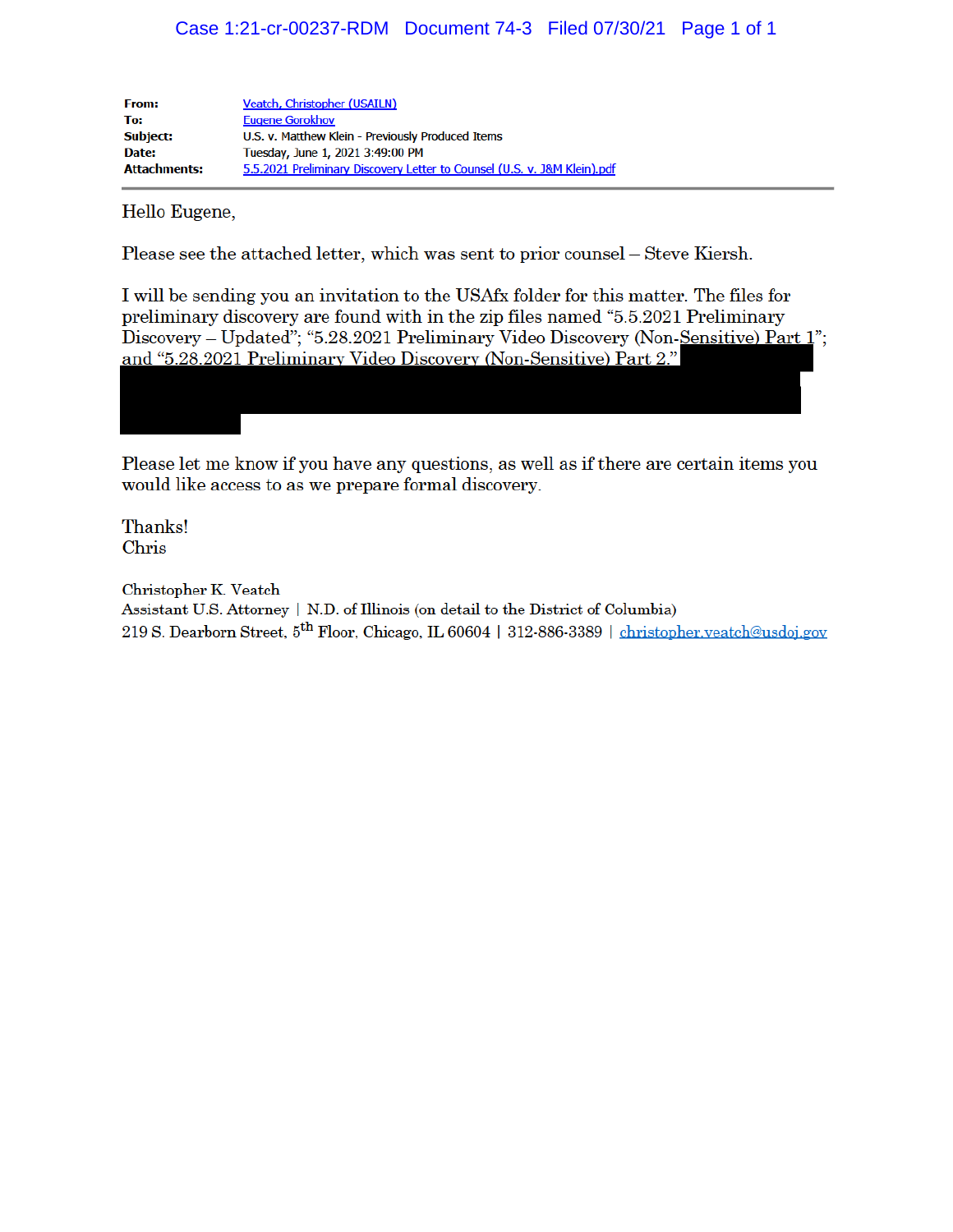**From:** Veatch, Christopher (USAILN)
**To:** Eugene Gorokhov
**Subject:** U.S. v. Matthew Klein - Previously Produced Items
**Date:** Tuesday, June 1, 2021 3:49:00 PM
**Attachments:** 5.5.2021 Preliminary Discovery Letter to Counsel (U.S. v. J&M Klein).pdf

---

Hello Eugene,

Please see the attached letter, which was sent to prior counsel – Steve Kiersh.

I will be sending you an invitation to the USAfx folder for this matter. The files for preliminary discovery are found with in the zip files named "5.5.2021 Preliminary Discovery – Updated"; "5.28.2021 Preliminary Video Discovery (Non-Sensitive) Part 1"; and "5.28.2021 Preliminary Video Discovery (Non-Sensitive) Part 2."

Please let me know if you have any questions, as well as if there are certain items you would like access to as we prepare formal discovery.

Thanks!
Chris

Christopher K. Veatch
Assistant U.S. Attorney | N.D. of Illinois (on detail to the District of Columbia)
219 S. Dearborn Street, 5th Floor, Chicago, IL 60604 | 312-886-3389 | christopher.veatch@usdoj.gov